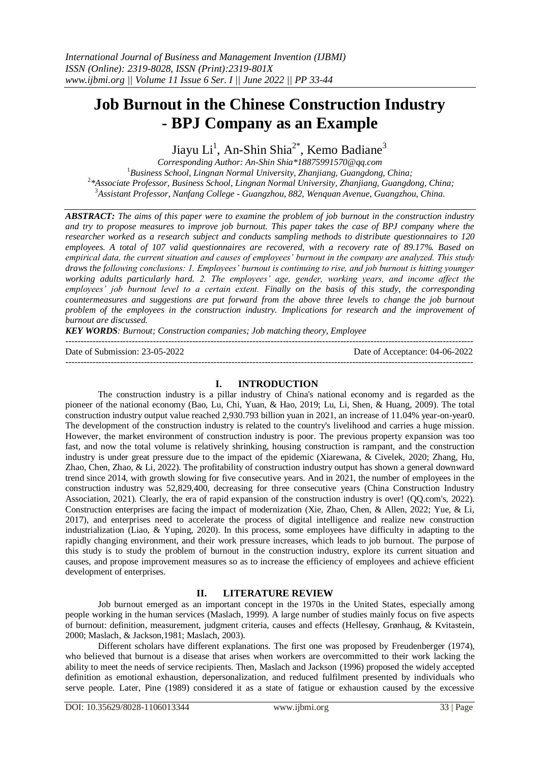# Job Burnout in the Chinese Construction Industry - BPJ Company as an Example

Jiayu Li[1], An-Shin Shia[2*], Kemo Badiane[3]

*Corresponding Author: An-Shin Shia*18875991570@qq.com*

[1]*Business School, Lingnan Normal University, Zhanjiang, Guangdong, China;*

[2]**Associate Professor, Business School, Lingnan Normal University, Zhanjiang, Guangdong, China;*

[3]*Assistant Professor, Nanfang College - Guangzhou, 882, Wenquan Avenue, Guangzhou, China.*

***ABSTRACT:*** *The aims of this paper were to examine the problem of job burnout in the construction industry and try to propose measures to improve job burnout. This paper takes the case of BPJ company where the researcher worked as a research subject and conducts sampling methods to distribute questionnaires to 120 employees. A total of 107 valid questionnaires are recovered, with a recovery rate of 89.17%. Based on empirical data, the current situation and causes of employees' burnout in the company are analyzed. This study draws the following conclusions: 1. Employees' burnout is continuing to rise, and job burnout is hitting younger working adults particularly hard. 2. The employees' age, gender, working years, and income affect the employees' job burnout level to a certain extent. Finally on the basis of this study, the corresponding countermeasures and suggestions are put forward from the above three levels to change the job burnout problem of the employees in the construction industry. Implications for research and the improvement of burnout are discussed.*

***KEY WORDS****: Burnout; Construction companies; Job matching theory, Employee*

---

Date of Submission: 23-05-2022 | Date of Acceptance: 04-06-2022

---

## I. INTRODUCTION

The construction industry is a pillar industry of China's national economy and is regarded as the pioneer of the national economy (Bao, Lu, Chi, Yuan, & Hao, 2019; Lu, Li, Shen, & Huang, 2009). The total construction industry output value reached 2,930.793 billion yuan in 2021, an increase of 11.04% year-on-year0. The development of the construction industry is related to the country's livelihood and carries a huge mission. However, the market environment of construction industry is poor. The previous property expansion was too fast, and now the total volume is relatively shrinking, housing construction is rampant, and the construction industry is under great pressure due to the impact of the epidemic (Xiarewana, & Civelek, 2020; Zhang, Hu, Zhao, Chen, Zhao, & Li, 2022). The profitability of construction industry output has shown a general downward trend since 2014, with growth slowing for five consecutive years. And in 2021, the number of employees in the construction industry was 52,829,400, decreasing for three consecutive years (China Construction Industry Association, 2021). Clearly, the era of rapid expansion of the construction industry is over! (QQ.com's, 2022). Construction enterprises are facing the impact of modernization (Xie, Zhao, Chen, & Allen, 2022; Yue, & Li, 2017), and enterprises need to accelerate the process of digital intelligence and realize new construction industrialization (Liao, & Yuping, 2020). In this process, some employees have difficulty in adapting to the rapidly changing environment, and their work pressure increases, which leads to job burnout. The purpose of this study is to study the problem of burnout in the construction industry, explore its current situation and causes, and propose improvement measures so as to increase the efficiency of employees and achieve efficient development of enterprises.

## II. LITERATURE REVIEW

Job burnout emerged as an important concept in the 1970s in the United States, especially among people working in the human services (Maslach, 1999). A large number of studies mainly focus on five aspects of burnout: definition, measurement, judgment criteria, causes and effects (Hellesøy, Grønhaug, & Kvitastein, 2000; Maslach, & Jackson,1981; Maslach, 2003).

Different scholars have different explanations. The first one was proposed by Freudenberger (1974), who believed that burnout is a disease that arises when workers are overcommitted to their work lacking the ability to meet the needs of service recipients. Then, Maslach and Jackson (1996) proposed the widely accepted definition as emotional exhaustion, depersonalization, and reduced fulfilment presented by individuals who serve people. Later, Pine (1989) considered it as a state of fatigue or exhaustion caused by the excessive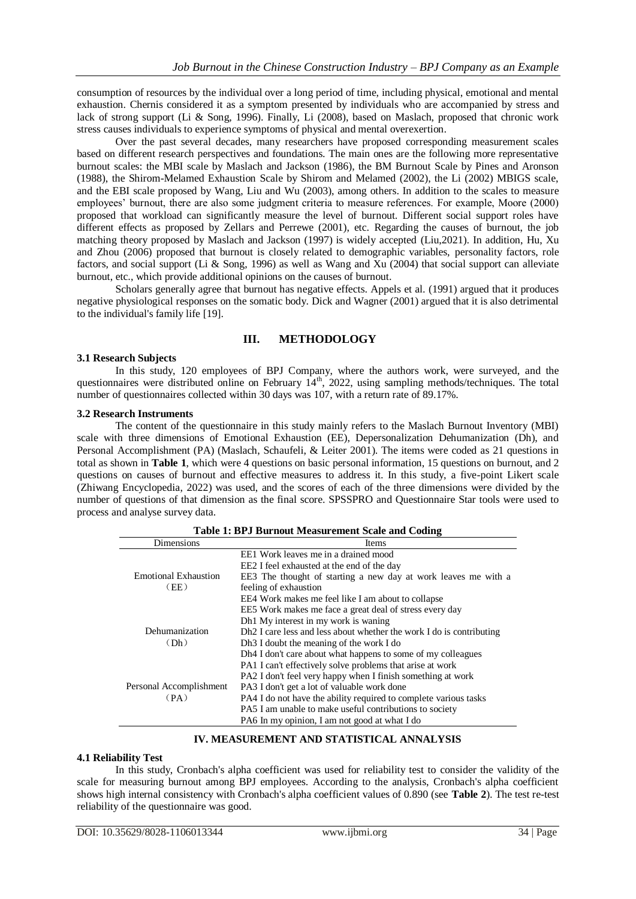consumption of resources by the individual over a long period of time, including physical, emotional and mental exhaustion. Chernis considered it as a symptom presented by individuals who are accompanied by stress and lack of strong support (Li & Song, 1996). Finally, Li (2008), based on Maslach, proposed that chronic work stress causes individuals to experience symptoms of physical and mental overexertion.

Over the past several decades, many researchers have proposed corresponding measurement scales based on different research perspectives and foundations. The main ones are the following more representative burnout scales: the MBI scale by Maslach and Jackson (1986), the BM Burnout Scale by Pines and Aronson (1988), the Shirom-Melamed Exhaustion Scale by Shirom and Melamed (2002), the Li (2002) MBIGS scale, and the EBI scale proposed by Wang, Liu and Wu (2003), among others. In addition to the scales to measure employees' burnout, there are also some judgment criteria to measure references. For example, Moore (2000) proposed that workload can significantly measure the level of burnout. Different social support roles have different effects as proposed by Zellars and Perrewe (2001), etc. Regarding the causes of burnout, the job matching theory proposed by Maslach and Jackson (1997) is widely accepted (Liu,2021). In addition, Hu, Xu and Zhou (2006) proposed that burnout is closely related to demographic variables, personality factors, role factors, and social support (Li & Song, 1996) as well as Wang and Xu (2004) that social support can alleviate burnout, etc., which provide additional opinions on the causes of burnout.

Scholars generally agree that burnout has negative effects. Appels et al. (1991) argued that it produces negative physiological responses on the somatic body. Dick and Wagner (2001) argued that it is also detrimental to the individual's family life [19].

## III. METHODOLOGY

### 3.1 Research Subjects

In this study, 120 employees of BPJ Company, where the authors work, were surveyed, and the questionnaires were distributed online on February 14th, 2022, using sampling methods/techniques. The total number of questionnaires collected within 30 days was 107, with a return rate of 89.17%.

### 3.2 Research Instruments

The content of the questionnaire in this study mainly refers to the Maslach Burnout Inventory (MBI) scale with three dimensions of Emotional Exhaustion (EE), Depersonalization Dehumanization (Dh), and Personal Accomplishment (PA) (Maslach, Schaufeli, & Leiter 2001). The items were coded as 21 questions in total as shown in **Table 1**, which were 4 questions on basic personal information, 15 questions on burnout, and 2 questions on causes of burnout and effective measures to address it. In this study, a five-point Likert scale (Zhiwang Encyclopedia, 2022) was used, and the scores of each of the three dimensions were divided by the number of questions of that dimension as the final score. SPSSPRO and Questionnaire Star tools were used to process and analyse survey data.

**Table 1: BPJ Burnout Measurement Scale and Coding**

| Dimensions | Items |
|---|---|
| Emotional Exhaustion （EE） | EE1 Work leaves me in a drained mood |
| | EE2 I feel exhausted at the end of the day |
| | EE3 The thought of starting a new day at work leaves me with a feeling of exhaustion |
| | EE4 Work makes me feel like I am about to collapse |
| | EE5 Work makes me face a great deal of stress every day |
| Dehumanization （Dh） | Dh1 My interest in my work is waning |
| | Dh2 I care less and less about whether the work I do is contributing |
| | Dh3 I doubt the meaning of the work I do |
| | Dh4 I don't care about what happens to some of my colleagues |
| Personal Accomplishment （PA） | PA1 I can't effectively solve problems that arise at work |
| | PA2 I don't feel very happy when I finish something at work |
| | PA3 I don't get a lot of valuable work done |
| | PA4 I do not have the ability required to complete various tasks |
| | PA5 I am unable to make useful contributions to society |
| | PA6 In my opinion, I am not good at what I do |

## IV. MEASUREMENT AND STATISTICAL ANNALYSIS

### 4.1 Reliability Test

In this study, Cronbach's alpha coefficient was used for reliability test to consider the validity of the scale for measuring burnout among BPJ employees. According to the analysis, Cronbach's alpha coefficient shows high internal consistency with Cronbach's alpha coefficient values of 0.890 (see **Table 2**). The test re-test reliability of the questionnaire was good.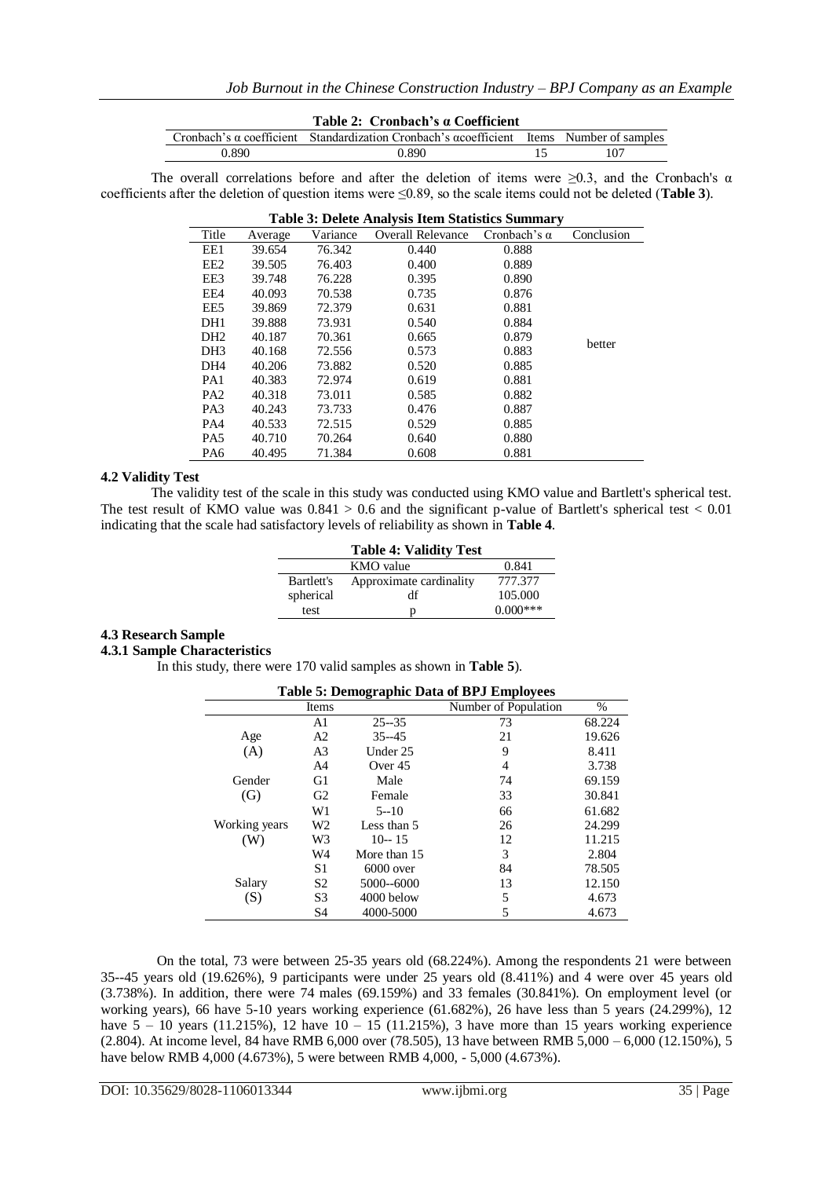**Table 2: Cronbach's α Coefficient**

| Cronbach's α coefficient | Standardization Cronbach's αcoefficient | Items | Number of samples |
|---|---|---|---|
| 0.890 | 0.890 | 15 | 107 |

The overall correlations before and after the deletion of items were ≥0.3, and the Cronbach's α coefficients after the deletion of question items were ≤0.89, so the scale items could not be deleted (**Table 3**).

**Table 3: Delete Analysis Item Statistics Summary**

| Title | Average | Variance | Overall Relevance | Cronbach's α | Conclusion |
|---|---|---|---|---|---|
| EE1 | 39.654 | 76.342 | 0.440 | 0.888 | |
| EE2 | 39.505 | 76.403 | 0.400 | 0.889 | |
| EE3 | 39.748 | 76.228 | 0.395 | 0.890 | |
| EE4 | 40.093 | 70.538 | 0.735 | 0.876 | |
| EE5 | 39.869 | 72.379 | 0.631 | 0.881 | |
| DH1 | 39.888 | 73.931 | 0.540 | 0.884 | |
| DH2 | 40.187 | 70.361 | 0.665 | 0.879 | better |
| DH3 | 40.168 | 72.556 | 0.573 | 0.883 | |
| DH4 | 40.206 | 73.882 | 0.520 | 0.885 | |
| PA1 | 40.383 | 72.974 | 0.619 | 0.881 | |
| PA2 | 40.318 | 73.011 | 0.585 | 0.882 | |
| PA3 | 40.243 | 73.733 | 0.476 | 0.887 | |
| PA4 | 40.533 | 72.515 | 0.529 | 0.885 | |
| PA5 | 40.710 | 70.264 | 0.640 | 0.880 | |
| PA6 | 40.495 | 71.384 | 0.608 | 0.881 | |

### 4.2 Validity Test

The validity test of the scale in this study was conducted using KMO value and Bartlett's spherical test. The test result of KMO value was 0.841 > 0.6 and the significant p-value of Bartlett's spherical test < 0.01 indicating that the scale had satisfactory levels of reliability as shown in **Table 4**.

**Table 4: Validity Test**

| | | |
|---|---|---|
| KMO value | | 0.841 |
| Bartlett's spherical test | Approximate cardinality | 777.377 |
| | df | 105.000 |
| | p | 0.000*** |

### 4.3 Research Sample

#### 4.3.1 Sample Characteristics

In this study, there were 170 valid samples as shown in **Table 5**).

**Table 5: Demographic Data of BPJ Employees**

| Items | | | Number of Population | % |
|---|---|---|---|---|
| Age (A) | A1 | 25--35 | 73 | 68.224 |
| | A2 | 35--45 | 21 | 19.626 |
| | A3 | Under 25 | 9 | 8.411 |
| | A4 | Over 45 | 4 | 3.738 |
| Gender (G) | G1 | Male | 74 | 69.159 |
| | G2 | Female | 33 | 30.841 |
| Working years (W) | W1 | 5--10 | 66 | 61.682 |
| | W2 | Less than 5 | 26 | 24.299 |
| | W3 | 10-- 15 | 12 | 11.215 |
| | W4 | More than 15 | 3 | 2.804 |
| Salary (S) | S1 | 6000 over | 84 | 78.505 |
| | S2 | 5000--6000 | 13 | 12.150 |
| | S3 | 4000 below | 5 | 4.673 |
| | S4 | 4000-5000 | 5 | 4.673 |

On the total, 73 were between 25-35 years old (68.224%). Among the respondents 21 were between 35--45 years old (19.626%), 9 participants were under 25 years old (8.411%) and 4 were over 45 years old (3.738%). In addition, there were 74 males (69.159%) and 33 females (30.841%). On employment level (or working years), 66 have 5-10 years working experience (61.682%), 26 have less than 5 years (24.299%), 12 have 5 – 10 years (11.215%), 12 have 10 – 15 (11.215%), 3 have more than 15 years working experience (2.804). At income level, 84 have RMB 6,000 over (78.505), 13 have between RMB 5,000 – 6,000 (12.150%), 5 have below RMB 4,000 (4.673%), 5 were between RMB 4,000, - 5,000 (4.673%).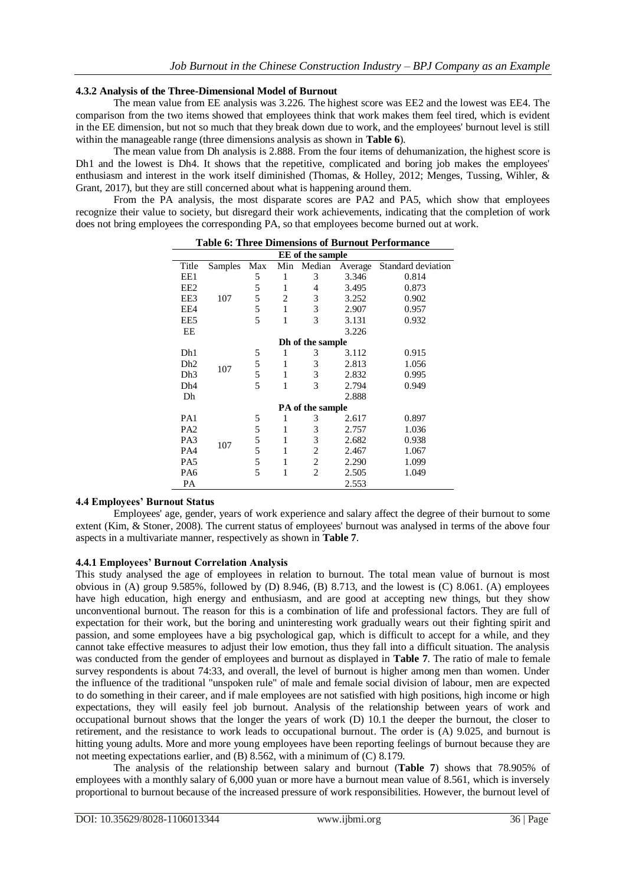### 4.3.2 Analysis of the Three-Dimensional Model of Burnout

The mean value from EE analysis was 3.226. The highest score was EE2 and the lowest was EE4. The comparison from the two items showed that employees think that work makes them feel tired, which is evident in the EE dimension, but not so much that they break down due to work, and the employees' burnout level is still within the manageable range (three dimensions analysis as shown in **Table 6**).

The mean value from Dh analysis is 2.888. From the four items of dehumanization, the highest score is Dh1 and the lowest is Dh4. It shows that the repetitive, complicated and boring job makes the employees' enthusiasm and interest in the work itself diminished (Thomas, & Holley, 2012; Menges, Tussing, Wihler, & Grant, 2017), but they are still concerned about what is happening around them.

From the PA analysis, the most disparate scores are PA2 and PA5, which show that employees recognize their value to society, but disregard their work achievements, indicating that the completion of work does not bring employees the corresponding PA, so that employees become burned out at work.

**Table 6: Three Dimensions of Burnout Performance**

| Title | Samples | Max | Min | Median | Average | Standard deviation |
|---|---|---|---|---|---|---|
| **EE of the sample** | | | | | | |
| EE1 | 107 | 5 | 1 | 3 | 3.346 | 0.814 |
| EE2 | | 5 | 1 | 4 | 3.495 | 0.873 |
| EE3 | | 5 | 2 | 3 | 3.252 | 0.902 |
| EE4 | | 5 | 1 | 3 | 2.907 | 0.957 |
| EE5 | | 5 | 1 | 3 | 3.131 | 0.932 |
| EE | | | | | 3.226 | |
| **Dh of the sample** | | | | | | |
| Dh1 | 107 | 5 | 1 | 3 | 3.112 | 0.915 |
| Dh2 | | 5 | 1 | 3 | 2.813 | 1.056 |
| Dh3 | | 5 | 1 | 3 | 2.832 | 0.995 |
| Dh4 | | 5 | 1 | 3 | 2.794 | 0.949 |
| Dh | | | | | 2.888 | |
| **PA of the sample** | | | | | | |
| PA1 | 107 | 5 | 1 | 3 | 2.617 | 0.897 |
| PA2 | | 5 | 1 | 3 | 2.757 | 1.036 |
| PA3 | | 5 | 1 | 3 | 2.682 | 0.938 |
| PA4 | | 5 | 1 | 2 | 2.467 | 1.067 |
| PA5 | | 5 | 1 | 2 | 2.290 | 1.099 |
| PA6 | | 5 | 1 | 2 | 2.505 | 1.049 |
| PA | | | | | 2.553 | |

### 4.4 Employees' Burnout Status

Employees' age, gender, years of work experience and salary affect the degree of their burnout to some extent (Kim, & Stoner, 2008). The current status of employees' burnout was analysed in terms of the above four aspects in a multivariate manner, respectively as shown in **Table 7**.

### 4.4.1 Employees' Burnout Correlation Analysis

This study analysed the age of employees in relation to burnout. The total mean value of burnout is most obvious in (A) group 9.585%, followed by (D) 8.946, (B) 8.713, and the lowest is (C) 8.061. (A) employees have high education, high energy and enthusiasm, and are good at accepting new things, but they show unconventional burnout. The reason for this is a combination of life and professional factors. They are full of expectation for their work, but the boring and uninteresting work gradually wears out their fighting spirit and passion, and some employees have a big psychological gap, which is difficult to accept for a while, and they cannot take effective measures to adjust their low emotion, thus they fall into a difficult situation. The analysis was conducted from the gender of employees and burnout as displayed in **Table 7**. The ratio of male to female survey respondents is about 74:33, and overall, the level of burnout is higher among men than women. Under the influence of the traditional "unspoken rule" of male and female social division of labour, men are expected to do something in their career, and if male employees are not satisfied with high positions, high income or high expectations, they will easily feel job burnout. Analysis of the relationship between years of work and occupational burnout shows that the longer the years of work (D) 10.1 the deeper the burnout, the closer to retirement, and the resistance to work leads to occupational burnout. The order is (A) 9.025, and burnout is hitting young adults. More and more young employees have been reporting feelings of burnout because they are not meeting expectations earlier, and (B) 8.562, with a minimum of (C) 8.179.

The analysis of the relationship between salary and burnout (**Table 7**) shows that 78.905% of employees with a monthly salary of 6,000 yuan or more have a burnout mean value of 8.561, which is inversely proportional to burnout because of the increased pressure of work responsibilities. However, the burnout level of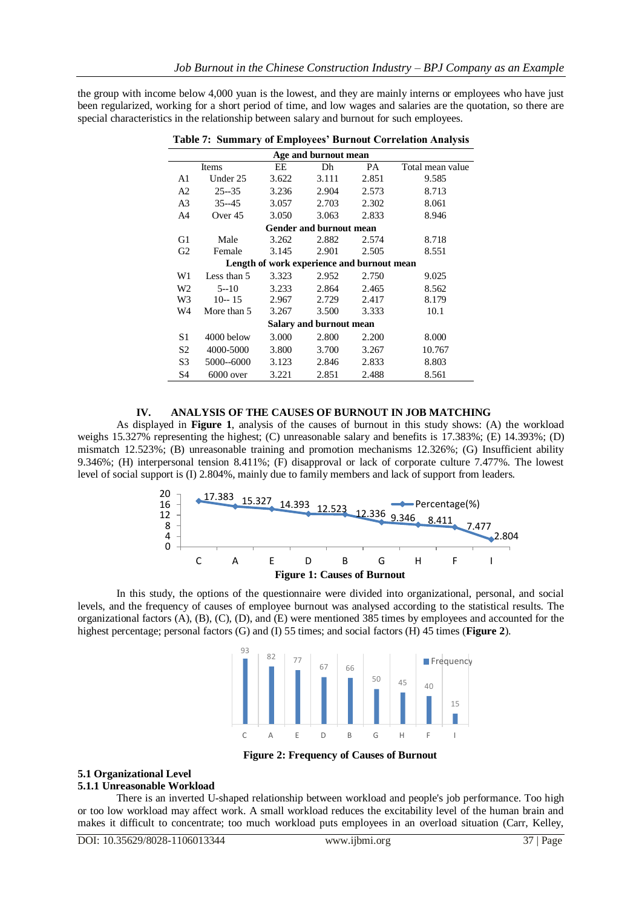the group with income below 4,000 yuan is the lowest, and they are mainly interns or employees who have just been regularized, working for a short period of time, and low wages and salaries are the quotation, so there are special characteristics in the relationship between salary and burnout for such employees.

**Table 7: Summary of Employees' Burnout Correlation Analysis**

| | Items | EE | Dh | PA | Total mean value |
|---|---|---|---|---|---|
| **Age and burnout mean** | | | | | |
| A1 | Under 25 | 3.622 | 3.111 | 2.851 | 9.585 |
| A2 | 25--35 | 3.236 | 2.904 | 2.573 | 8.713 |
| A3 | 35--45 | 3.057 | 2.703 | 2.302 | 8.061 |
| A4 | Over 45 | 3.050 | 3.063 | 2.833 | 8.946 |
| **Gender and burnout mean** | | | | | |
| G1 | Male | 3.262 | 2.882 | 2.574 | 8.718 |
| G2 | Female | 3.145 | 2.901 | 2.505 | 8.551 |
| **Length of work experience and burnout mean** | | | | | |
| W1 | Less than 5 | 3.323 | 2.952 | 2.750 | 9.025 |
| W2 | 5--10 | 3.233 | 2.864 | 2.465 | 8.562 |
| W3 | 10-- 15 | 2.967 | 2.729 | 2.417 | 8.179 |
| W4 | More than 5 | 3.267 | 3.500 | 3.333 | 10.1 |
| **Salary and burnout mean** | | | | | |
| S1 | 4000 below | 3.000 | 2.800 | 2.200 | 8.000 |
| S2 | 4000-5000 | 3.800 | 3.700 | 3.267 | 10.767 |
| S3 | 5000--6000 | 3.123 | 2.846 | 2.833 | 8.803 |
| S4 | 6000 over | 3.221 | 2.851 | 2.488 | 8.561 |

## IV. ANALYSIS OF THE CAUSES OF BURNOUT IN JOB MATCHING

As displayed in **Figure 1**, analysis of the causes of burnout in this study shows: (A) the workload weighs 15.327% representing the highest; (C) unreasonable salary and benefits is 17.383%; (E) 14.393%; (D) mismatch 12.523%; (B) unreasonable training and promotion mechanisms 12.326%; (G) Insufficient ability 9.346%; (H) interpersonal tension 8.411%; (F) disapproval or lack of corporate culture 7.477%. The lowest level of social support is (I) 2.804%, mainly due to family members and lack of support from leaders.

| | C | A | E | D | B | G | H | F | I |
|---|---|---|---|---|---|---|---|---|---|
| Percentage(%) | 17.383 | 15.327 | 14.393 | 12.523 | 12.336 | 9.346 | 8.411 | 7.477 | 2.804 |

**Figure 1: Causes of Burnout**

In this study, the options of the questionnaire were divided into organizational, personal, and social levels, and the frequency of causes of employee burnout was analysed according to the statistical results. The organizational factors (A), (B), (C), (D), and (E) were mentioned 385 times by employees and accounted for the highest percentage; personal factors (G) and (I) 55 times; and social factors (H) 45 times (**Figure 2**).

| | C | A | E | D | B | G | H | F | I |
|---|---|---|---|---|---|---|---|---|---|
| Frequency | 93 | 82 | 77 | 67 | 66 | 50 | 45 | 40 | 15 |

**Figure 2: Frequency of Causes of Burnout**

### 5.1 Organizational Level

#### 5.1.1 Unreasonable Workload

There is an inverted U-shaped relationship between workload and people's job performance. Too high or too low workload may affect work. A small workload reduces the excitability level of the human brain and makes it difficult to concentrate; too much workload puts employees in an overload situation (Carr, Kelley,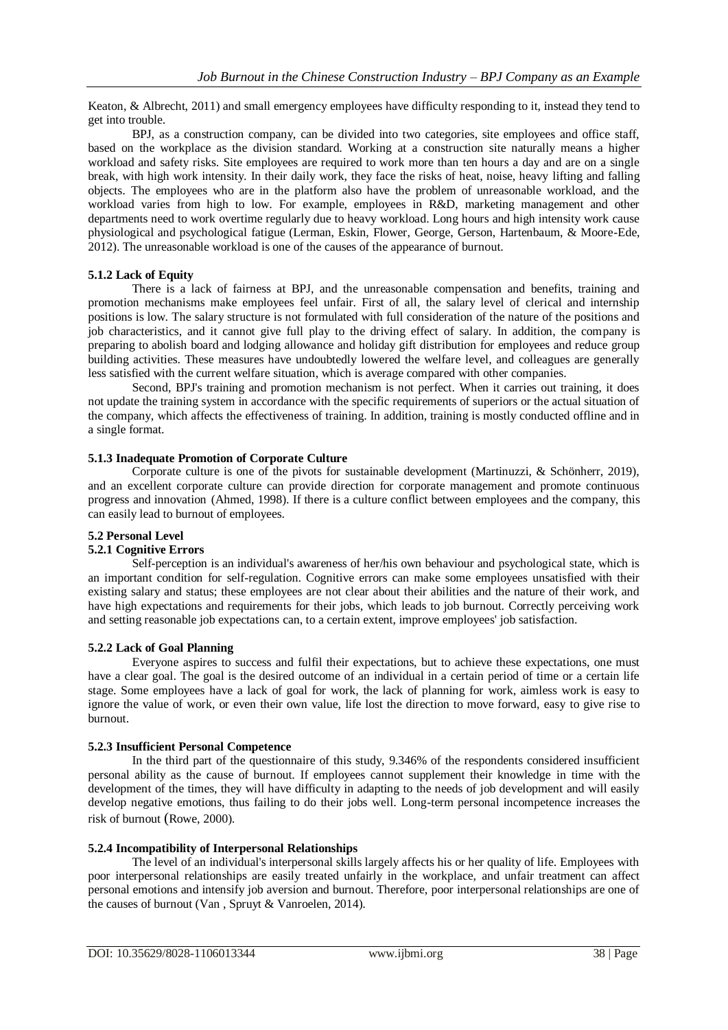Keaton, & Albrecht, 2011) and small emergency employees have difficulty responding to it, instead they tend to get into trouble.

BPJ, as a construction company, can be divided into two categories, site employees and office staff, based on the workplace as the division standard. Working at a construction site naturally means a higher workload and safety risks. Site employees are required to work more than ten hours a day and are on a single break, with high work intensity. In their daily work, they face the risks of heat, noise, heavy lifting and falling objects. The employees who are in the platform also have the problem of unreasonable workload, and the workload varies from high to low. For example, employees in R&D, marketing management and other departments need to work overtime regularly due to heavy workload. Long hours and high intensity work cause physiological and psychological fatigue (Lerman, Eskin, Flower, George, Gerson, Hartenbaum, & Moore-Ede, 2012). The unreasonable workload is one of the causes of the appearance of burnout.

#### 5.1.2 Lack of Equity

There is a lack of fairness at BPJ, and the unreasonable compensation and benefits, training and promotion mechanisms make employees feel unfair. First of all, the salary level of clerical and internship positions is low. The salary structure is not formulated with full consideration of the nature of the positions and job characteristics, and it cannot give full play to the driving effect of salary. In addition, the company is preparing to abolish board and lodging allowance and holiday gift distribution for employees and reduce group building activities. These measures have undoubtedly lowered the welfare level, and colleagues are generally less satisfied with the current welfare situation, which is average compared with other companies.

Second, BPJ's training and promotion mechanism is not perfect. When it carries out training, it does not update the training system in accordance with the specific requirements of superiors or the actual situation of the company, which affects the effectiveness of training. In addition, training is mostly conducted offline and in a single format.

#### 5.1.3 Inadequate Promotion of Corporate Culture

Corporate culture is one of the pivots for sustainable development (Martinuzzi, & Schönherr, 2019), and an excellent corporate culture can provide direction for corporate management and promote continuous progress and innovation (Ahmed, 1998). If there is a culture conflict between employees and the company, this can easily lead to burnout of employees.

### 5.2 Personal Level

#### 5.2.1 Cognitive Errors

Self-perception is an individual's awareness of her/his own behaviour and psychological state, which is an important condition for self-regulation. Cognitive errors can make some employees unsatisfied with their existing salary and status; these employees are not clear about their abilities and the nature of their work, and have high expectations and requirements for their jobs, which leads to job burnout. Correctly perceiving work and setting reasonable job expectations can, to a certain extent, improve employees' job satisfaction.

#### 5.2.2 Lack of Goal Planning

Everyone aspires to success and fulfil their expectations, but to achieve these expectations, one must have a clear goal. The goal is the desired outcome of an individual in a certain period of time or a certain life stage. Some employees have a lack of goal for work, the lack of planning for work, aimless work is easy to ignore the value of work, or even their own value, life lost the direction to move forward, easy to give rise to burnout.

#### 5.2.3 Insufficient Personal Competence

In the third part of the questionnaire of this study, 9.346% of the respondents considered insufficient personal ability as the cause of burnout. If employees cannot supplement their knowledge in time with the development of the times, they will have difficulty in adapting to the needs of job development and will easily develop negative emotions, thus failing to do their jobs well. Long-term personal incompetence increases the risk of burnout (Rowe, 2000).

#### 5.2.4 Incompatibility of Interpersonal Relationships

The level of an individual's interpersonal skills largely affects his or her quality of life. Employees with poor interpersonal relationships are easily treated unfairly in the workplace, and unfair treatment can affect personal emotions and intensify job aversion and burnout. Therefore, poor interpersonal relationships are one of the causes of burnout (Van , Spruyt & Vanroelen, 2014).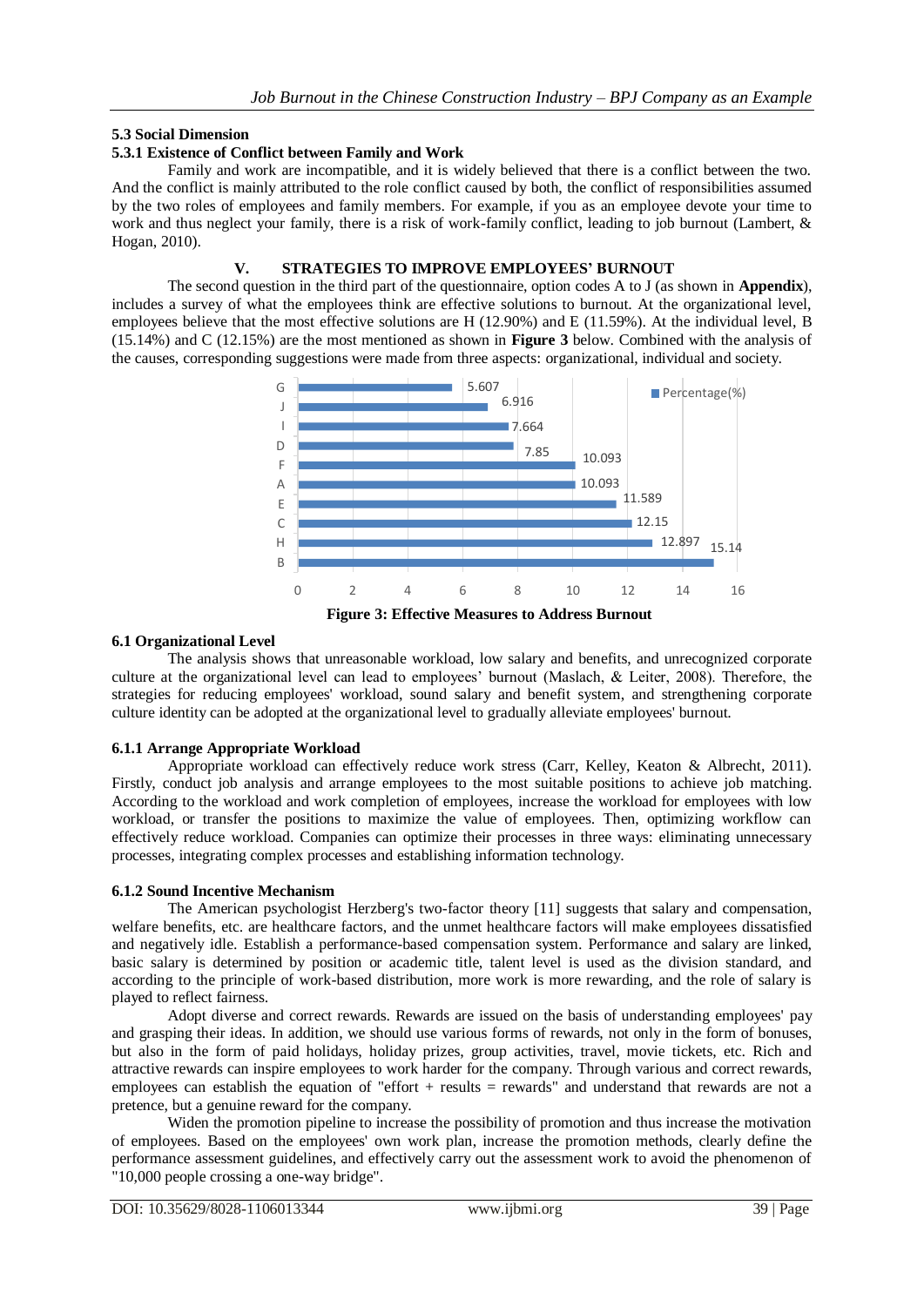### 5.3 Social Dimension

#### 5.3.1 Existence of Conflict between Family and Work

Family and work are incompatible, and it is widely believed that there is a conflict between the two. And the conflict is mainly attributed to the role conflict caused by both, the conflict of responsibilities assumed by the two roles of employees and family members. For example, if you as an employee devote your time to work and thus neglect your family, there is a risk of work-family conflict, leading to job burnout (Lambert, & Hogan, 2010).

## V. STRATEGIES TO IMPROVE EMPLOYEES' BURNOUT

The second question in the third part of the questionnaire, option codes A to J (as shown in **Appendix**), includes a survey of what the employees think are effective solutions to burnout. At the organizational level, employees believe that the most effective solutions are H (12.90%) and E (11.59%). At the individual level, B (15.14%) and C (12.15%) are the most mentioned as shown in **Figure 3** below. Combined with the analysis of the causes, corresponding suggestions were made from three aspects: organizational, individual and society.

| Option | Percentage(%) |
|---|---|
| G | 5.607 |
| J | 6.916 |
| I | 7.664 |
| D | 7.85 |
| F | 10.093 |
| A | 10.093 |
| E | 11.589 |
| C | 12.15 |
| H | 12.897 |
| B | 15.14 |

**Figure 3: Effective Measures to Address Burnout**

### 6.1 Organizational Level

The analysis shows that unreasonable workload, low salary and benefits, and unrecognized corporate culture at the organizational level can lead to employees' burnout (Maslach, & Leiter, 2008). Therefore, the strategies for reducing employees' workload, sound salary and benefit system, and strengthening corporate culture identity can be adopted at the organizational level to gradually alleviate employees' burnout.

#### 6.1.1 Arrange Appropriate Workload

Appropriate workload can effectively reduce work stress (Carr, Kelley, Keaton & Albrecht, 2011). Firstly, conduct job analysis and arrange employees to the most suitable positions to achieve job matching. According to the workload and work completion of employees, increase the workload for employees with low workload, or transfer the positions to maximize the value of employees. Then, optimizing workflow can effectively reduce workload. Companies can optimize their processes in three ways: eliminating unnecessary processes, integrating complex processes and establishing information technology.

#### 6.1.2 Sound Incentive Mechanism

The American psychologist Herzberg's two-factor theory [11] suggests that salary and compensation, welfare benefits, etc. are healthcare factors, and the unmet healthcare factors will make employees dissatisfied and negatively idle. Establish a performance-based compensation system. Performance and salary are linked, basic salary is determined by position or academic title, talent level is used as the division standard, and according to the principle of work-based distribution, more work is more rewarding, and the role of salary is played to reflect fairness.

Adopt diverse and correct rewards. Rewards are issued on the basis of understanding employees' pay and grasping their ideas. In addition, we should use various forms of rewards, not only in the form of bonuses, but also in the form of paid holidays, holiday prizes, group activities, travel, movie tickets, etc. Rich and attractive rewards can inspire employees to work harder for the company. Through various and correct rewards, employees can establish the equation of "effort + results = rewards" and understand that rewards are not a pretence, but a genuine reward for the company.

Widen the promotion pipeline to increase the possibility of promotion and thus increase the motivation of employees. Based on the employees' own work plan, increase the promotion methods, clearly define the performance assessment guidelines, and effectively carry out the assessment work to avoid the phenomenon of "10,000 people crossing a one-way bridge".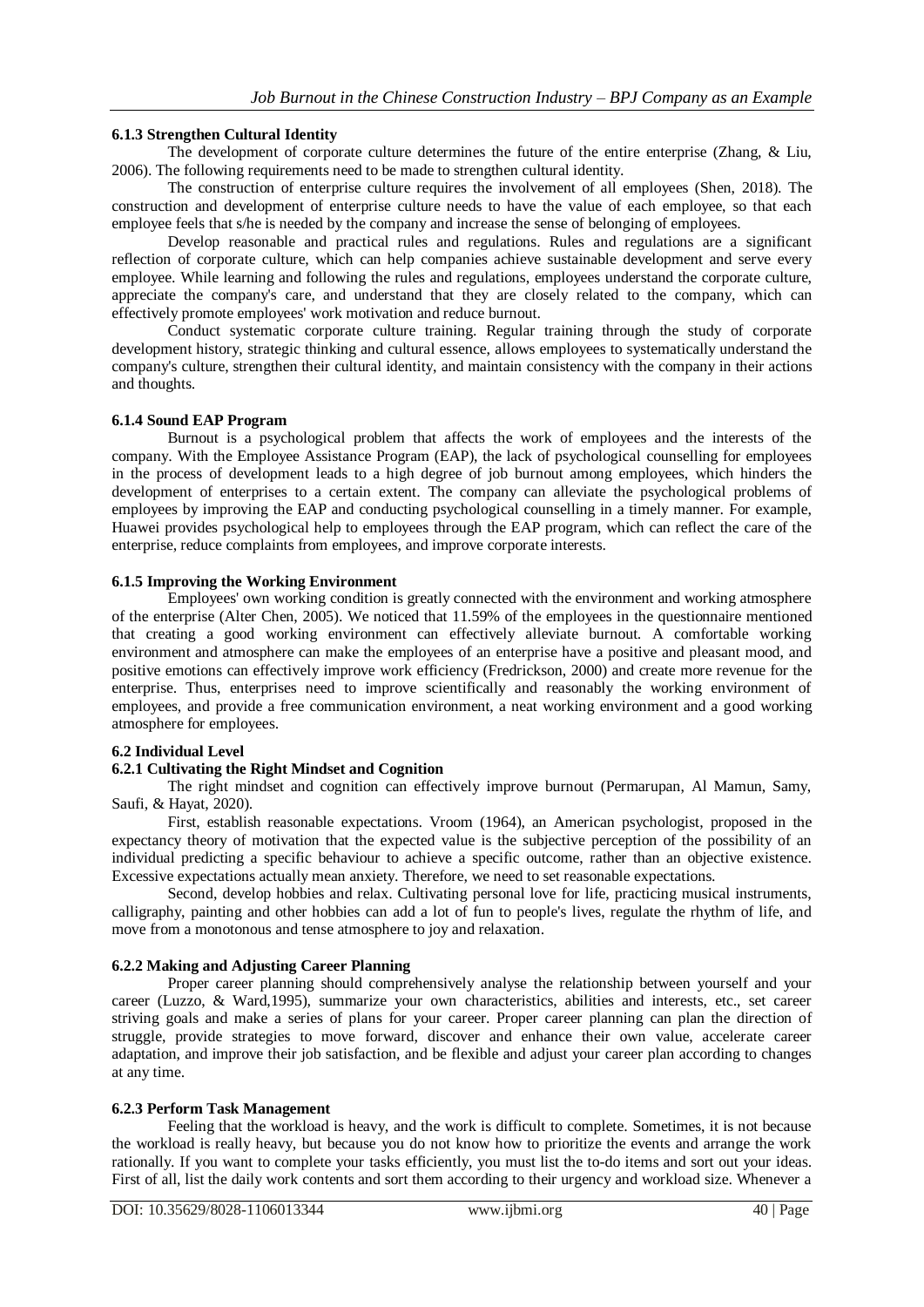#### 6.1.3 Strengthen Cultural Identity

The development of corporate culture determines the future of the entire enterprise (Zhang, & Liu, 2006). The following requirements need to be made to strengthen cultural identity.

The construction of enterprise culture requires the involvement of all employees (Shen, 2018). The construction and development of enterprise culture needs to have the value of each employee, so that each employee feels that s/he is needed by the company and increase the sense of belonging of employees.

Develop reasonable and practical rules and regulations. Rules and regulations are a significant reflection of corporate culture, which can help companies achieve sustainable development and serve every employee. While learning and following the rules and regulations, employees understand the corporate culture, appreciate the company's care, and understand that they are closely related to the company, which can effectively promote employees' work motivation and reduce burnout.

Conduct systematic corporate culture training. Regular training through the study of corporate development history, strategic thinking and cultural essence, allows employees to systematically understand the company's culture, strengthen their cultural identity, and maintain consistency with the company in their actions and thoughts.

#### 6.1.4 Sound EAP Program

Burnout is a psychological problem that affects the work of employees and the interests of the company. With the Employee Assistance Program (EAP), the lack of psychological counselling for employees in the process of development leads to a high degree of job burnout among employees, which hinders the development of enterprises to a certain extent. The company can alleviate the psychological problems of employees by improving the EAP and conducting psychological counselling in a timely manner. For example, Huawei provides psychological help to employees through the EAP program, which can reflect the care of the enterprise, reduce complaints from employees, and improve corporate interests.

#### 6.1.5 Improving the Working Environment

Employees' own working condition is greatly connected with the environment and working atmosphere of the enterprise (Alter Chen, 2005). We noticed that 11.59% of the employees in the questionnaire mentioned that creating a good working environment can effectively alleviate burnout. A comfortable working environment and atmosphere can make the employees of an enterprise have a positive and pleasant mood, and positive emotions can effectively improve work efficiency (Fredrickson, 2000) and create more revenue for the enterprise. Thus, enterprises need to improve scientifically and reasonably the working environment of employees, and provide a free communication environment, a neat working environment and a good working atmosphere for employees.

### 6.2 Individual Level

#### 6.2.1 Cultivating the Right Mindset and Cognition

The right mindset and cognition can effectively improve burnout (Permarupan, Al Mamun, Samy, Saufi, & Hayat, 2020).

First, establish reasonable expectations. Vroom (1964), an American psychologist, proposed in the expectancy theory of motivation that the expected value is the subjective perception of the possibility of an individual predicting a specific behaviour to achieve a specific outcome, rather than an objective existence. Excessive expectations actually mean anxiety. Therefore, we need to set reasonable expectations.

Second, develop hobbies and relax. Cultivating personal love for life, practicing musical instruments, calligraphy, painting and other hobbies can add a lot of fun to people's lives, regulate the rhythm of life, and move from a monotonous and tense atmosphere to joy and relaxation.

#### 6.2.2 Making and Adjusting Career Planning

Proper career planning should comprehensively analyse the relationship between yourself and your career (Luzzo, & Ward,1995), summarize your own characteristics, abilities and interests, etc., set career striving goals and make a series of plans for your career. Proper career planning can plan the direction of struggle, provide strategies to move forward, discover and enhance their own value, accelerate career adaptation, and improve their job satisfaction, and be flexible and adjust your career plan according to changes at any time.

#### 6.2.3 Perform Task Management

Feeling that the workload is heavy, and the work is difficult to complete. Sometimes, it is not because the workload is really heavy, but because you do not know how to prioritize the events and arrange the work rationally. If you want to complete your tasks efficiently, you must list the to-do items and sort out your ideas. First of all, list the daily work contents and sort them according to their urgency and workload size. Whenever a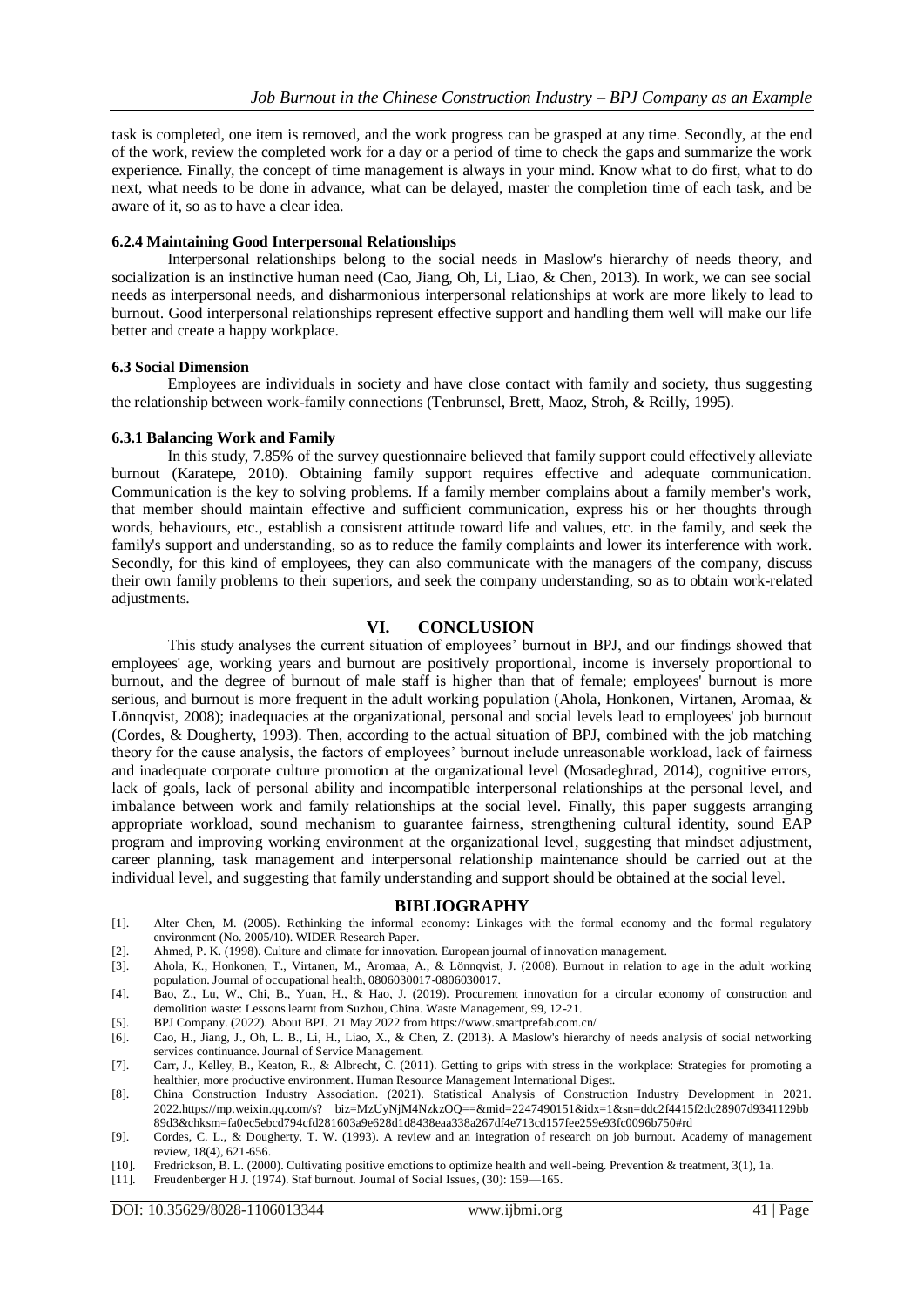task is completed, one item is removed, and the work progress can be grasped at any time. Secondly, at the end of the work, review the completed work for a day or a period of time to check the gaps and summarize the work experience. Finally, the concept of time management is always in your mind. Know what to do first, what to do next, what needs to be done in advance, what can be delayed, master the completion time of each task, and be aware of it, so as to have a clear idea.

#### 6.2.4 Maintaining Good Interpersonal Relationships

Interpersonal relationships belong to the social needs in Maslow's hierarchy of needs theory, and socialization is an instinctive human need (Cao, Jiang, Oh, Li, Liao, & Chen, 2013). In work, we can see social needs as interpersonal needs, and disharmonious interpersonal relationships at work are more likely to lead to burnout. Good interpersonal relationships represent effective support and handling them well will make our life better and create a happy workplace.

### 6.3 Social Dimension

Employees are individuals in society and have close contact with family and society, thus suggesting the relationship between work-family connections (Tenbrunsel, Brett, Maoz, Stroh, & Reilly, 1995).

#### 6.3.1 Balancing Work and Family

In this study, 7.85% of the survey questionnaire believed that family support could effectively alleviate burnout (Karatepe, 2010). Obtaining family support requires effective and adequate communication. Communication is the key to solving problems. If a family member complains about a family member's work, that member should maintain effective and sufficient communication, express his or her thoughts through words, behaviours, etc., establish a consistent attitude toward life and values, etc. in the family, and seek the family's support and understanding, so as to reduce the family complaints and lower its interference with work. Secondly, for this kind of employees, they can also communicate with the managers of the company, discuss their own family problems to their superiors, and seek the company understanding, so as to obtain work-related adjustments.

## VI. CONCLUSION

This study analyses the current situation of employees' burnout in BPJ, and our findings showed that employees' age, working years and burnout are positively proportional, income is inversely proportional to burnout, and the degree of burnout of male staff is higher than that of female; employees' burnout is more serious, and burnout is more frequent in the adult working population (Ahola, Honkonen, Virtanen, Aromaa, & Lönnqvist, 2008); inadequacies at the organizational, personal and social levels lead to employees' job burnout (Cordes, & Dougherty, 1993). Then, according to the actual situation of BPJ, combined with the job matching theory for the cause analysis, the factors of employees' burnout include unreasonable workload, lack of fairness and inadequate corporate culture promotion at the organizational level (Mosadeghrad, 2014), cognitive errors, lack of goals, lack of personal ability and incompatible interpersonal relationships at the personal level, and imbalance between work and family relationships at the social level. Finally, this paper suggests arranging appropriate workload, sound mechanism to guarantee fairness, strengthening cultural identity, sound EAP program and improving working environment at the organizational level, suggesting that mindset adjustment, career planning, task management and interpersonal relationship maintenance should be carried out at the individual level, and suggesting that family understanding and support should be obtained at the social level.

## BIBLIOGRAPHY

[1]. Alter Chen, M. (2005). Rethinking the informal economy: Linkages with the formal economy and the formal regulatory environment (No. 2005/10). WIDER Research Paper.

[2]. Ahmed, P. K. (1998). Culture and climate for innovation. European journal of innovation management.

[3]. Ahola, K., Honkonen, T., Virtanen, M., Aromaa, A., & Lönnqvist, J. (2008). Burnout in relation to age in the adult working population. Journal of occupational health, 0806030017-0806030017.

[4]. Bao, Z., Lu, W., Chi, B., Yuan, H., & Hao, J. (2019). Procurement innovation for a circular economy of construction and demolition waste: Lessons learnt from Suzhou, China. Waste Management, 99, 12-21.

[5]. BPJ Company. (2022). About BPJ. 21 May 2022 from https://www.smartprefab.com.cn/

[6]. Cao, H., Jiang, J., Oh, L. B., Li, H., Liao, X., & Chen, Z. (2013). A Maslow's hierarchy of needs analysis of social networking services continuance. Journal of Service Management.

[7]. Carr, J., Kelley, B., Keaton, R., & Albrecht, C. (2011). Getting to grips with stress in the workplace: Strategies for promoting a healthier, more productive environment. Human Resource Management International Digest.

[8]. China Construction Industry Association. (2021). Statistical Analysis of Construction Industry Development in 2021. 2022.https://mp.weixin.qq.com/s?__biz=MzUyNjM4NzkzOQ==&mid=2247490151&idx=1&sn=ddc2f4415f2dc28907d9341129bb89d3&chksm=fa0ec5ebcd794cfd281603a9e628d1d8438eaa338a267df4e713cd157fee259e93fc0096b750#rd

[9]. Cordes, C. L., & Dougherty, T. W. (1993). A review and an integration of research on job burnout. Academy of management review, 18(4), 621-656.

[10]. Fredrickson, B. L. (2000). Cultivating positive emotions to optimize health and well-being. Prevention & treatment, 3(1), 1a.

[11]. Freudenberger H J. (1974). Staf burnout. Joumal of Social Issues, (30): 159—165.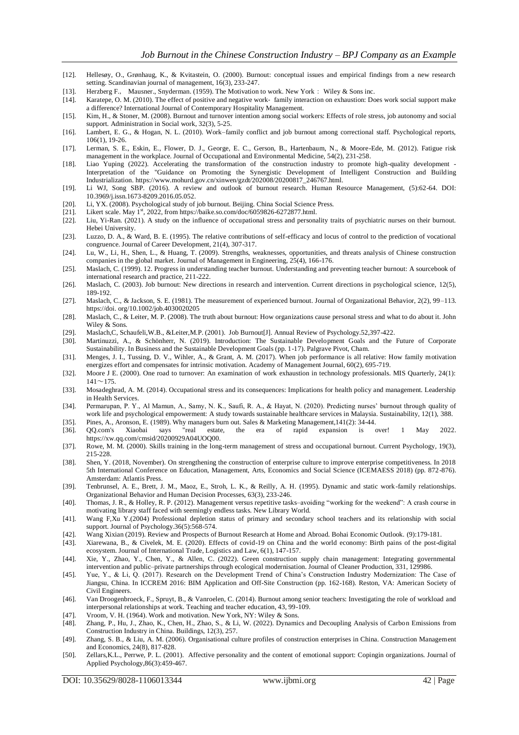[12]. Hellesøy, O., Grønhaug, K., & Kvitastein, O. (2000). Burnout: conceptual issues and empirical findings from a new research setting. Scandinavian journal of management, 16(3), 233-247.

[13]. Herzberg F., Mausner., Snyderman. (1959). The Motivation to work. New York： Wiley & Sons inc.

[14]. Karatepe, O. M. (2010). The effect of positive and negative work- family interaction on exhaustion: Does work social support make a difference? International Journal of Contemporary Hospitality Management.

[15]. Kim, H., & Stoner, M. (2008). Burnout and turnover intention among social workers: Effects of role stress, job autonomy and social support. Administration in Social work, 32(3), 5-25.

[16]. Lambert, E. G., & Hogan, N. L. (2010). Work–family conflict and job burnout among correctional staff. Psychological reports, 106(1), 19-26.

[17]. Lerman, S. E., Eskin, E., Flower, D. J., George, E. C., Gerson, B., Hartenbaum, N., & Moore-Ede, M. (2012). Fatigue risk management in the workplace. Journal of Occupational and Environmental Medicine, 54(2), 231-258.

[18]. Liao Yuping (2022). Accelerating the transformation of the construction industry to promote high-quality development - Interpretation of the "Guidance on Promoting the Synergistic Development of Intelligent Construction and Building Industrialization. https://www.mohurd.gov.cn/xinwen/gzdt/202008/20200817_246767.html.

[19]. Li WJ, Song SBP. (2016). A review and outlook of burnout research. Human Resource Management, (5):62-64. DOI: 10.3969/j.issn.1673-8209.2016.05.052.

[20]. Li, YX. (2008). Psychological study of job burnout. Beijing. China Social Science Press.

[21]. Likert scale. May 1st, 2022, from https://baike.so.com/doc/6059826-6272877.html.

[22]. Liu, Yi-Ran. (2021). A study on the influence of occupational stress and personality traits of psychiatric nurses on their burnout. Hebei University.

[23]. Luzzo, D. A., & Ward, B. E. (1995). The relative contributions of self-efficacy and locus of control to the prediction of vocational congruence. Journal of Career Development, 21(4), 307-317.

[24]. Lu, W., Li, H., Shen, L., & Huang, T. (2009). Strengths, weaknesses, opportunities, and threats analysis of Chinese construction companies in the global market. Journal of Management in Engineering, 25(4), 166-176.

[25]. Maslach, C. (1999). 12. Progress in understanding teacher burnout. Understanding and preventing teacher burnout: A sourcebook of international research and practice, 211-222.

[26]. Maslach, C. (2003). Job burnout: New directions in research and intervention. Current directions in psychological science, 12(5), 189-192.

[27]. Maslach, C., & Jackson, S. E. (1981). The measurement of experienced burnout. Journal of Organizational Behavior, 2(2), 99–113. https://doi. org/10.1002/job.4030020205

[28]. Maslach, C., & Leiter, M. P. (2008). The truth about burnout: How organizations cause personal stress and what to do about it. John Wiley & Sons.

[29]. Maslach,C, Schaufeli,W.B., &Leiter,M.P. (2001). Job Burnout[J]. Annual Review of Psychology.52,397-422.

[30]. Martinuzzi, A., & Schönherr, N. (2019). Introduction: The Sustainable Development Goals and the Future of Corporate Sustainability. In Business and the Sustainable Development Goals (pp. 1-17). Palgrave Pivot, Cham.

[31]. Menges, J. I., Tussing, D. V., Wihler, A., & Grant, A. M. (2017). When job performance is all relative: How family motivation energizes effort and compensates for intrinsic motivation. Academy of Management Journal, 60(2), 695-719.

[32]. Moore J E. (2000). One road to turnover: An examination of work exhaustion in technology professionals. MIS Quarterly, 24(1): 141～175.

[33]. Mosadeghrad, A. M. (2014). Occupational stress and its consequences: Implications for health policy and management. Leadership in Health Services.

[34]. Permarupan, P. Y., Al Mamun, A., Samy, N. K., Saufi, R. A., & Hayat, N. (2020). Predicting nurses' burnout through quality of work life and psychological empowerment: A study towards sustainable healthcare services in Malaysia. Sustainability, 12(1), 388.

[35]. Pines, A., Aronson, E. (1989). Why managers burn out. Sales & Marketing Management,141(2): 34-44.

[36]. QQ.com's Xiaobai says "real estate, the era of rapid expansion is over! 1 May 2022. https://xw.qq.com/cmsid/20200929A04UOQ00.

[37]. Rowe, M. M. (2000). Skills training in the long-term management of stress and occupational burnout. Current Psychology, 19(3), 215-228.

[38]. Shen, Y. (2018, November). On strengthening the construction of enterprise culture to improve enterprise competitiveness. In 2018 5th International Conference on Education, Management, Arts, Economics and Social Science (ICEMAESS 2018) (pp. 872-876). Amsterdam: Atlantis Press.

[39]. Tenbrunsel, A. E., Brett, J. M., Maoz, E., Stroh, L. K., & Reilly, A. H. (1995). Dynamic and static work-family relationships. Organizational Behavior and Human Decision Processes, 63(3), 233-246.

[40]. Thomas, J. R., & Holley, R. P. (2012). Management versus repetitive tasks–avoiding "working for the weekend": A crash course in motivating library staff faced with seemingly endless tasks. New Library World.

[41]. Wang F,Xu Y.(2004) Professional depletion status of primary and secondary school teachers and its relationship with social support. Journal of Psychology.36(5):568-574.

[42]. Wang Xixian (2019). Review and Prospects of Burnout Research at Home and Abroad. Bohai Economic Outlook. (9):179-181.

[43]. Xiarewana, B., & Civelek, M. E. (2020). Effects of covid-19 on China and the world economy: Birth pains of the post-digital ecosystem. Journal of International Trade, Logistics and Law, 6(1), 147-157.

[44]. Xie, Y., Zhao, Y., Chen, Y., & Allen, C. (2022). Green construction supply chain management: Integrating governmental intervention and public–private partnerships through ecological modernisation. Journal of Cleaner Production, 331, 129986.

[45]. Yue, Y., & Li, Q. (2017). Research on the Development Trend of China's Construction Industry Modernization: The Case of Jiangsu, China. In ICCREM 2016: BIM Application and Off-Site Construction (pp. 162-168). Reston, VA: American Society of Civil Engineers.

[46]. Van Droogenbroeck, F., Spruyt, B., & Vanroelen, C. (2014). Burnout among senior teachers: Investigating the role of workload and interpersonal relationships at work. Teaching and teacher education, 43, 99-109.

[47]. Vroom, V. H. (1964). Work and motivation. New York, NY: Wiley & Sons.

[48]. Zhang, P., Hu, J., Zhao, K., Chen, H., Zhao, S., & Li, W. (2022). Dynamics and Decoupling Analysis of Carbon Emissions from Construction Industry in China. Buildings, 12(3), 257.

[49]. Zhang, S. B., & Liu, A. M. (2006). Organisational culture profiles of construction enterprises in China. Construction Management and Economics, 24(8), 817-828.

[50]. Zellars,K.L., Perrwe, P. L. (2001). Affective personality and the content of emotional support: Copingin organizations. Journal of Applied Psychology,86(3):459-467.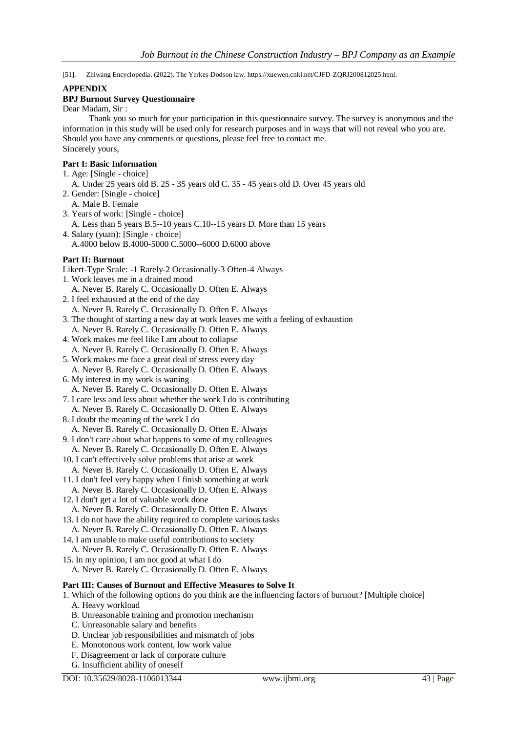[51]. Zhiwang Encyclopedia. (2022). The Yerkes-Dodson law. https://xuewen.cnki.net/CJFD-ZQRJ200812025.html.

## APPENDIX

### BPJ Burnout Survey Questionnaire

Dear Madam, Sir :

Thank you so much for your participation in this questionnaire survey. The survey is anonymous and the information in this study will be used only for research purposes and in ways that will not reveal who you are. Should you have any comments or questions, please feel free to contact me.

Sincerely yours,

**Part I: Basic Information**

1. Age: [Single - choice]
   A. Under 25 years old B. 25 - 35 years old C. 35 - 45 years old D. Over 45 years old
2. Gender: [Single - choice]
   A. Male B. Female
3. Years of work: [Single - choice]
   A. Less than 5 years B.5--10 years C.10--15 years D. More than 15 years
4. Salary (yuan): [Single - choice]
   A.4000 below B.4000-5000 C.5000--6000 D.6000 above

**Part II: Burnout**

Likert-Type Scale: -1 Rarely-2 Occasionally-3 Often-4 Always

1. Work leaves me in a drained mood
   A. Never B. Rarely C. Occasionally D. Often E. Always
2. I feel exhausted at the end of the day
   A. Never B. Rarely C. Occasionally D. Often E. Always
3. The thought of starting a new day at work leaves me with a feeling of exhaustion
   A. Never B. Rarely C. Occasionally D. Often E. Always
4. Work makes me feel like I am about to collapse
   A. Never B. Rarely C. Occasionally D. Often E. Always
5. Work makes me face a great deal of stress every day
   A. Never B. Rarely C. Occasionally D. Often E. Always
6. My interest in my work is waning
   A. Never B. Rarely C. Occasionally D. Often E. Always
7. I care less and less about whether the work I do is contributing
   A. Never B. Rarely C. Occasionally D. Often E. Always
8. I doubt the meaning of the work I do
   A. Never B. Rarely C. Occasionally D. Often E. Always
9. I don't care about what happens to some of my colleagues
   A. Never B. Rarely C. Occasionally D. Often E. Always
10. I can't effectively solve problems that arise at work
    A. Never B. Rarely C. Occasionally D. Often E. Always
11. I don't feel very happy when I finish something at work
    A. Never B. Rarely C. Occasionally D. Often E. Always
12. I don't get a lot of valuable work done
    A. Never B. Rarely C. Occasionally D. Often E. Always
13. I do not have the ability required to complete various tasks
    A. Never B. Rarely C. Occasionally D. Often E. Always
14. I am unable to make useful contributions to society
    A. Never B. Rarely C. Occasionally D. Often E. Always
15. In my opinion, I am not good at what I do
    A. Never B. Rarely C. Occasionally D. Often E. Always

**Part III: Causes of Burnout and Effective Measures to Solve It**

1. Which of the following options do you think are the influencing factors of burnout? [Multiple choice]
   A. Heavy workload
   B. Unreasonable training and promotion mechanism
   C. Unreasonable salary and benefits
   D. Unclear job responsibilities and mismatch of jobs
   E. Monotonous work content, low work value
   F. Disagreement or lack of corporate culture
   G. Insufficient ability of oneself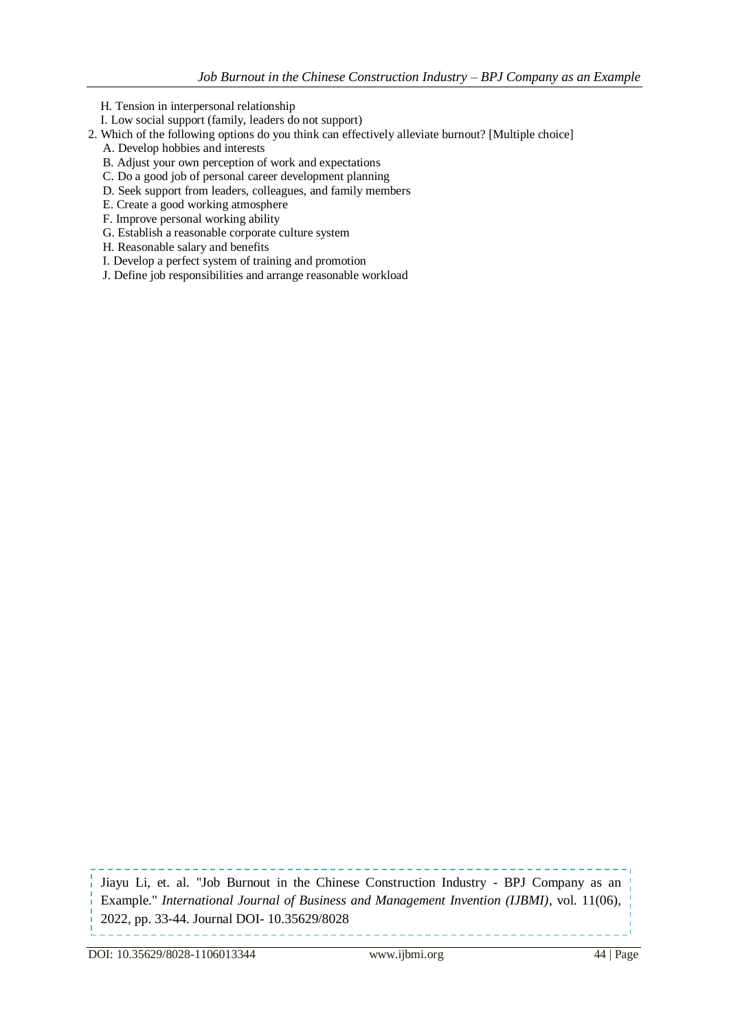H. Tension in interpersonal relationship
I. Low social support (family, leaders do not support)

2. Which of the following options do you think can effectively alleviate burnout? [Multiple choice]
   A. Develop hobbies and interests
   B. Adjust your own perception of work and expectations
   C. Do a good job of personal career development planning
   D. Seek support from leaders, colleagues, and family members
   E. Create a good working atmosphere
   F. Improve personal working ability
   G. Establish a reasonable corporate culture system
   H. Reasonable salary and benefits
   I. Develop a perfect system of training and promotion
   J. Define job responsibilities and arrange reasonable workload

Jiayu Li, et. al. "Job Burnout in the Chinese Construction Industry - BPJ Company as an Example." *International Journal of Business and Management Invention (IJBMI)*, vol. 11(06), 2022, pp. 33-44. Journal DOI- 10.35629/8028